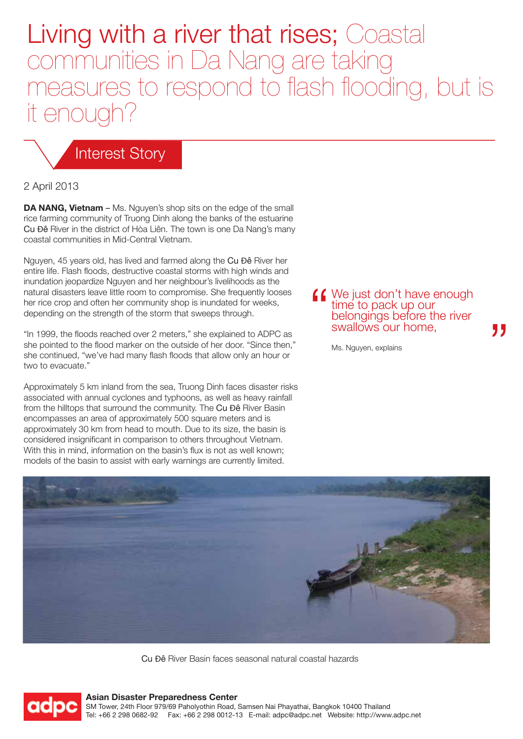# Living with a river that rises; Coastal communities in Da Nang are taking measures to respond to flash flooding, but is it enough?

## Interest Story

2 April 2013

**DA NANG, Vietnam** – Ms. Nguyen's shop sits on the edge of the small rice farming community of Truong Dinh along the banks of the estuarine Cu Đê River in the district of Hòa Liên. The town is one Da Nang's many coastal communities in Mid-Central Vietnam.

Nguyen, 45 years old, has lived and farmed along the Cu Đê River her entire life. Flash floods, destructive coastal storms with high winds and inundation jeopardize Nguyen and her neighbour's livelihoods as the natural disasters leave little room to compromise. She frequently looses her rice crop and often her community shop is inundated for weeks, depending on the strength of the storm that sweeps through.

"In 1999, the floods reached over 2 meters," she explained to ADPC as she pointed to the flood marker on the outside of her door. "Since then," she continued, "we've had many flash floods that allow only an hour or two to evacuate."

> "We just don't have enough time to pack up our belongings before the river swallows our home,"
>
> Ms. Nguyen, explains

Approximately 5 km inland from the sea, Truong Dinh faces disaster risks associated with annual cyclones and typhoons, as well as heavy rainfall from the hilltops that surround the community. The Cu Đê River Basin encompasses an area of approximately 500 square meters and is approximately 30 km from head to mouth. Due to its size, the basin is considered insignificant in comparison to others throughout Vietnam. With this in mind, information on the basin's flux is not as well known; models of the basin to assist with early warnings are currently limited.

Cu Đê River Basin faces seasonal natural coastal hazards

**Asian Disaster Preparedness Center**
SM Tower, 24th Floor 979/69 Paholyothin Road, Samsen Nai Phayathai, Bangkok 10400 Thailand
Tel: +66 2 298 0682-92 Fax: +66 2 298 0012-13 E-mail: adpc@adpc.net Website: http://www.adpc.net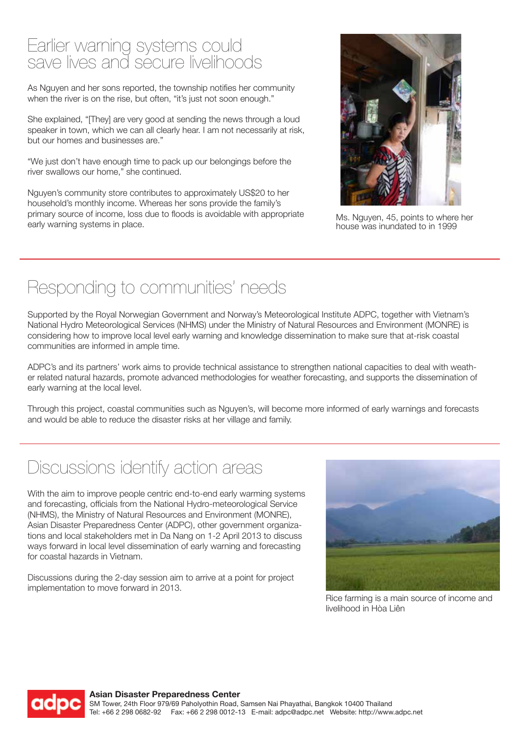## Earlier warning systems could save lives and secure livelihoods

As Nguyen and her sons reported, the township notifies her community when the river is on the rise, but often, "it's just not soon enough."

She explained, "[They] are very good at sending the news through a loud speaker in town, which we can all clearly hear. I am not necessarily at risk, but our homes and businesses are."

"We just don't have enough time to pack up our belongings before the river swallows our home," she continued.

Nguyen's community store contributes to approximately US$20 to her household's monthly income. Whereas her sons provide the family's primary source of income, loss due to floods is avoidable with appropriate early warning systems in place.

Ms. Nguyen, 45, points to where her house was inundated to in 1999

## Responding to communities' needs

Supported by the Royal Norwegian Government and Norway's Meteorological Institute ADPC, together with Vietnam's National Hydro Meteorological Services (NHMS) under the Ministry of Natural Resources and Environment (MONRE) is considering how to improve local level early warning and knowledge dissemination to make sure that at-risk coastal communities are informed in ample time.

ADPC's and its partners' work aims to provide technical assistance to strengthen national capacities to deal with weather related natural hazards, promote advanced methodologies for weather forecasting, and supports the dissemination of early warning at the local level.

Through this project, coastal communities such as Nguyen's, will become more informed of early warnings and forecasts and would be able to reduce the disaster risks at her village and family.

## Discussions identify action areas

With the aim to improve people centric end-to-end early warming systems and forecasting, officials from the National Hydro-meteorological Service (NHMS), the Ministry of Natural Resources and Environment (MONRE), Asian Disaster Preparedness Center (ADPC), other government organizations and local stakeholders met in Da Nang on 1-2 April 2013 to discuss ways forward in local level dissemination of early warning and forecasting for coastal hazards in Vietnam.

Discussions during the 2-day session aim to arrive at a point for project implementation to move forward in 2013.

Rice farming is a main source of income and livelihood in Hòa Liên

**Asian Disaster Preparedness Center**
SM Tower, 24th Floor 979/69 Paholyothin Road, Samsen Nai Phayathai, Bangkok 10400 Thailand
Tel: +66 2 298 0682-92 Fax: +66 2 298 0012-13 E-mail: adpc@adpc.net Website: http://www.adpc.net